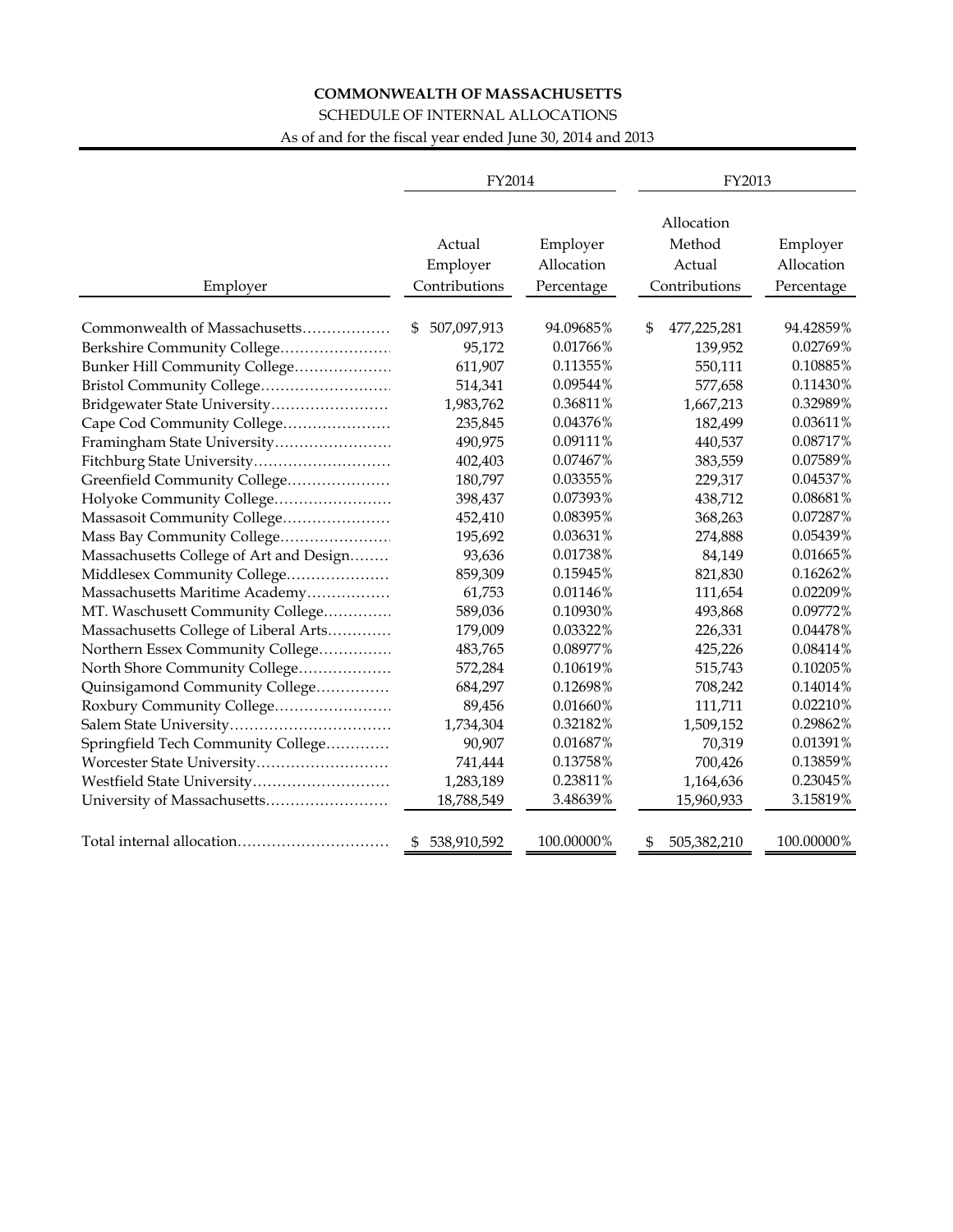**COMMONWEALTH OF MASSACHUSETTS**

SCHEDULE OF INTERNAL ALLOCATIONS

As of and for the fiscal year ended June 30, 2014 and 2013

| | FY2014 | | FY2013 | |
|---|---|---|---|---|
| Employer | Actual Employer Contributions | Employer Allocation Percentage | Allocation Method Actual Contributions | Employer Allocation Percentage |
| Commonwealth of Massachusetts | $ 507,097,913 | 94.09685% | $ 477,225,281 | 94.42859% |
| Berkshire Community College | 95,172 | 0.01766% | 139,952 | 0.02769% |
| Bunker Hill Community College | 611,907 | 0.11355% | 550,111 | 0.10885% |
| Bristol Community College | 514,341 | 0.09544% | 577,658 | 0.11430% |
| Bridgewater State University | 1,983,762 | 0.36811% | 1,667,213 | 0.32989% |
| Cape Cod Community College | 235,845 | 0.04376% | 182,499 | 0.03611% |
| Framingham State University | 490,975 | 0.09111% | 440,537 | 0.08717% |
| Fitchburg State University | 402,403 | 0.07467% | 383,559 | 0.07589% |
| Greenfield Community College | 180,797 | 0.03355% | 229,317 | 0.04537% |
| Holyoke Community College | 398,437 | 0.07393% | 438,712 | 0.08681% |
| Massasoit Community College | 452,410 | 0.08395% | 368,263 | 0.07287% |
| Mass Bay Community College | 195,692 | 0.03631% | 274,888 | 0.05439% |
| Massachusetts College of Art and Design | 93,636 | 0.01738% | 84,149 | 0.01665% |
| Middlesex Community College | 859,309 | 0.15945% | 821,830 | 0.16262% |
| Massachusetts Maritime Academy | 61,753 | 0.01146% | 111,654 | 0.02209% |
| MT. Waschusett Community College | 589,036 | 0.10930% | 493,868 | 0.09772% |
| Massachusetts College of Liberal Arts | 179,009 | 0.03322% | 226,331 | 0.04478% |
| Northern Essex Community College | 483,765 | 0.08977% | 425,226 | 0.08414% |
| North Shore Community College | 572,284 | 0.10619% | 515,743 | 0.10205% |
| Quinsigamond Community College | 684,297 | 0.12698% | 708,242 | 0.14014% |
| Roxbury Community College | 89,456 | 0.01660% | 111,711 | 0.02210% |
| Salem State University | 1,734,304 | 0.32182% | 1,509,152 | 0.29862% |
| Springfield Tech Community College | 90,907 | 0.01687% | 70,319 | 0.01391% |
| Worcester State University | 741,444 | 0.13758% | 700,426 | 0.13859% |
| Westfield State University | 1,283,189 | 0.23811% | 1,164,636 | 0.23045% |
| University of Massachusetts | 18,788,549 | 3.48639% | 15,960,933 | 3.15819% |
| Total internal allocation | $ 538,910,592 | 100.00000% | $ 505,382,210 | 100.00000% |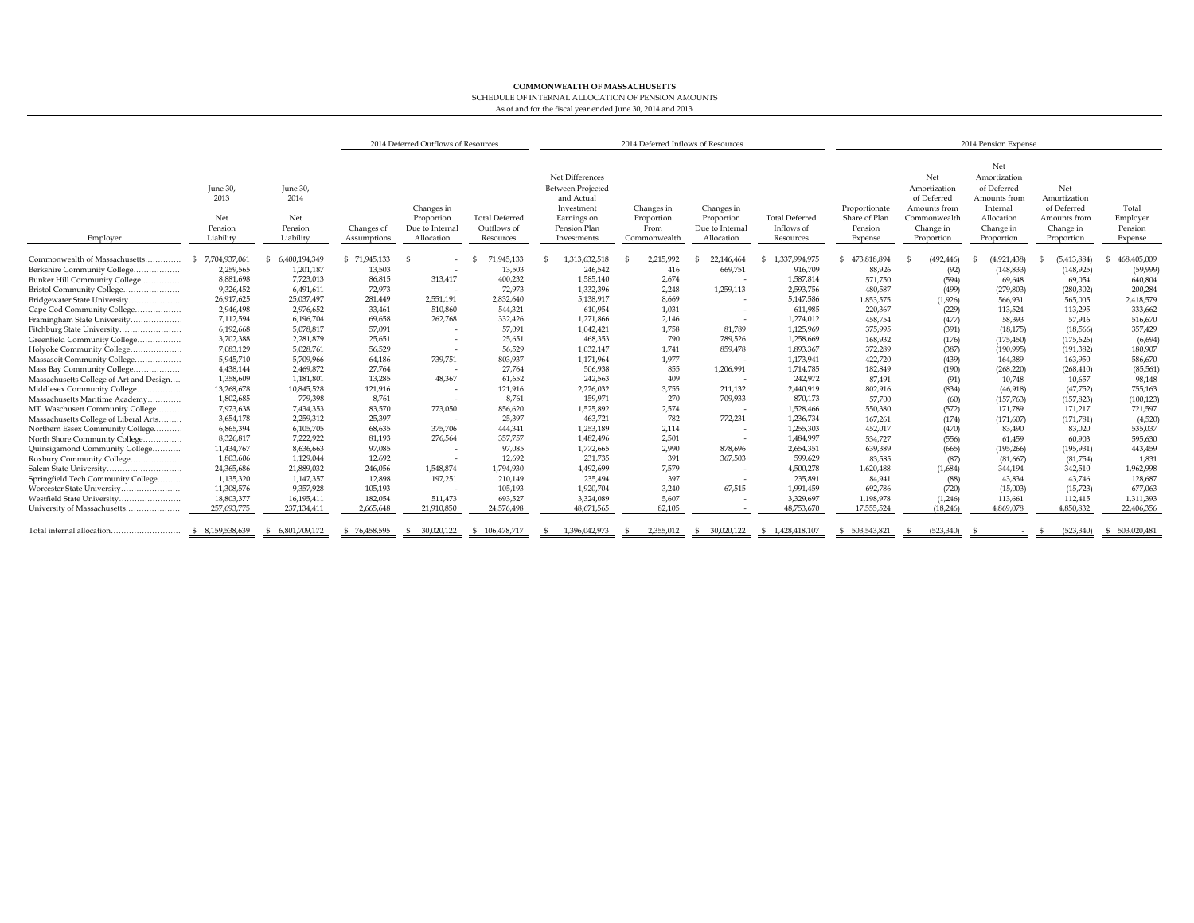**COMMONWEALTH OF MASSACHUSETTS**

SCHEDULE OF INTERNAL ALLOCATION OF PENSION AMOUNTS

As of and for the fiscal year ended June 30, 2014 and 2013

| | | | 2014 Deferred Outflows of Resources | | | 2014 Deferred Inflows of Resources | | | | 2014 Pension Expense | | | | |
|---|---|---|---|---|---|---|---|---|---|---|---|---|---|---|
| Employer | June 30, 2013 Net Pension Liability | June 30, 2014 Net Pension Liability | Changes of Assumptions | Changes in Proportion Due to Internal Allocation | Total Deferred Outflows of Resources | Net Differences Between Projected and Actual Investment Earnings on Pension Plan Investments | Changes in Proportion From Commonwealth | Changes in Proportion Due to Internal Allocation | Total Deferred Inflows of Resources | Proportionate Share of Plan Pension Expense | Net Amortization of Deferred Amounts from Commonwealth Change in Proportion | Net Amortization of Deferred Amounts from Internal Allocation Change in Proportion | Net Amortization of Deferred Amounts from Change in Proportion | Total Employer Pension Expense |
| Commonwealth of Massachusetts | $ 7,704,937,061 | $ 6,400,194,349 | $ 71,945,133 | $ - | $ 71,945,133 | $ 1,313,632,518 | $ 2,215,992 | $ 22,146,464 | $ 1,337,994,975 | $ 473,818,894 | $ (492,446) | $ (4,921,438) | $ (5,413,884) | $ 468,405,009 |
| Berkshire Community College | 2,259,565 | 1,201,187 | 13,503 | - | 13,503 | 246,542 | 416 | 669,751 | 916,709 | 88,926 | (92) | (148,833) | (148,925) | (59,999) |
| Bunker Hill Community College | 8,881,698 | 7,723,013 | 86,815 | 313,417 | 400,232 | 1,585,140 | 2,674 | - | 1,587,814 | 571,750 | (594) | 69,648 | 69,054 | 640,804 |
| Bristol Community College | 9,326,452 | 6,491,611 | 72,973 | - | 72,973 | 1,332,396 | 2,248 | 1,259,113 | 2,593,756 | 480,587 | (499) | (279,803) | (280,302) | 200,284 |
| Bridgewater State University | 26,917,625 | 25,037,497 | 281,449 | 2,551,191 | 2,832,640 | 5,138,917 | 8,669 | - | 5,147,586 | 1,853,575 | (1,926) | 566,931 | 565,005 | 2,418,579 |
| Cape Cod Community College | 2,946,498 | 2,976,652 | 33,461 | 510,860 | 544,321 | 610,954 | 1,031 | - | 611,985 | 220,367 | (229) | 113,524 | 113,295 | 333,662 |
| Framingham State University | 7,112,594 | 6,196,704 | 69,658 | 262,768 | 332,426 | 1,271,866 | 2,146 | - | 1,274,012 | 458,754 | (477) | 58,393 | 57,916 | 516,670 |
| Fitchburg State University | 6,192,668 | 5,078,817 | 57,091 | - | 57,091 | 1,042,421 | 1,758 | 81,789 | 1,125,969 | 375,995 | (391) | (18,175) | (18,566) | 357,429 |
| Greenfield Community College | 3,702,388 | 2,281,879 | 25,651 | - | 25,651 | 468,353 | 790 | 789,526 | 1,258,669 | 168,932 | (176) | (175,450) | (175,626) | (6,694) |
| Holyoke Community College | 7,083,129 | 5,028,761 | 56,529 | - | 56,529 | 1,032,147 | 1,741 | 859,478 | 1,893,367 | 372,289 | (387) | (190,995) | (191,382) | 180,907 |
| Massasoit Community College | 5,945,710 | 5,709,966 | 64,186 | 739,751 | 803,937 | 1,171,964 | 1,977 | - | 1,173,941 | 422,720 | (439) | 164,389 | 163,950 | 586,670 |
| Mass Bay Community College | 4,438,144 | 2,469,872 | 27,764 | - | 27,764 | 506,938 | 855 | 1,206,991 | 1,714,785 | 182,849 | (190) | (268,220) | (268,410) | (85,561) |
| Massachusetts College of Art and Design | 1,358,609 | 1,181,801 | 13,285 | 48,367 | 61,652 | 242,563 | 409 | - | 242,972 | 87,491 | (91) | 10,748 | 10,657 | 98,148 |
| Middlesex Community College | 13,268,678 | 10,845,528 | 121,916 | - | 121,916 | 2,226,032 | 3,755 | 211,132 | 2,440,919 | 802,916 | (834) | (46,918) | (47,752) | 755,163 |
| Massachusetts Maritime Academy | 1,802,685 | 779,398 | 8,761 | - | 8,761 | 159,971 | 270 | 709,933 | 870,173 | 57,700 | (60) | (157,763) | (157,823) | (100,123) |
| MT. Waschusett Community College | 7,973,638 | 7,434,353 | 83,570 | 773,050 | 856,620 | 1,525,892 | 2,574 | - | 1,528,466 | 550,380 | (572) | 171,789 | 171,217 | 721,597 |
| Massachusetts College of Liberal Arts | 3,654,178 | 2,259,312 | 25,397 | - | 25,397 | 463,721 | 782 | 772,231 | 1,236,734 | 167,261 | (174) | (171,607) | (171,781) | (4,520) |
| Northern Essex Community College | 6,865,394 | 6,105,705 | 68,635 | 375,706 | 444,341 | 1,253,189 | 2,114 | - | 1,255,303 | 452,017 | (470) | 83,490 | 83,020 | 535,037 |
| North Shore Community College | 8,326,817 | 7,222,922 | 81,193 | 276,564 | 357,757 | 1,482,496 | 2,501 | - | 1,484,997 | 534,727 | (556) | 61,459 | 60,903 | 595,630 |
| Quinsigamond Community College | 11,434,767 | 8,636,663 | 97,085 | - | 97,085 | 1,772,665 | 2,990 | 878,696 | 2,654,351 | 639,389 | (665) | (195,266) | (195,931) | 443,459 |
| Roxbury Community College | 1,803,606 | 1,129,044 | 12,692 | - | 12,692 | 231,735 | 391 | 367,503 | 599,629 | 83,585 | (87) | (81,667) | (81,754) | 1,831 |
| Salem State University | 24,365,686 | 21,889,032 | 246,056 | 1,548,874 | 1,794,930 | 4,492,699 | 7,579 | - | 4,500,278 | 1,620,488 | (1,684) | 344,194 | 342,510 | 1,962,998 |
| Springfield Tech Community College | 1,135,320 | 1,147,357 | 12,898 | 197,251 | 210,149 | 235,494 | 397 | - | 235,891 | 84,941 | (88) | 43,834 | 43,746 | 128,687 |
| Worcester State University | 11,308,576 | 9,357,928 | 105,193 | - | 105,193 | 1,920,704 | 3,240 | 67,515 | 1,991,459 | 692,786 | (720) | (15,003) | (15,723) | 677,063 |
| Westfield State University | 18,803,377 | 16,195,411 | 182,054 | 511,473 | 693,527 | 3,324,089 | 5,607 | - | 3,329,697 | 1,198,978 | (1,246) | 113,661 | 112,415 | 1,311,393 |
| University of Massachusetts | 257,693,775 | 237,134,411 | 2,665,648 | 21,910,850 | 24,576,498 | 48,671,565 | 82,105 | - | 48,753,670 | 17,555,524 | (18,246) | 4,869,078 | 4,850,832 | 22,406,356 |
| Total internal allocation | $ 8,159,538,639 | $ 6,801,709,172 | $ 76,458,595 | $ 30,020,122 | $ 106,478,717 | $ 1,396,042,973 | $ 2,355,012 | $ 30,020,122 | $ 1,428,418,107 | $ 503,543,821 | $ (523,340) | $ - | $ (523,340) | $ 503,020,481 |